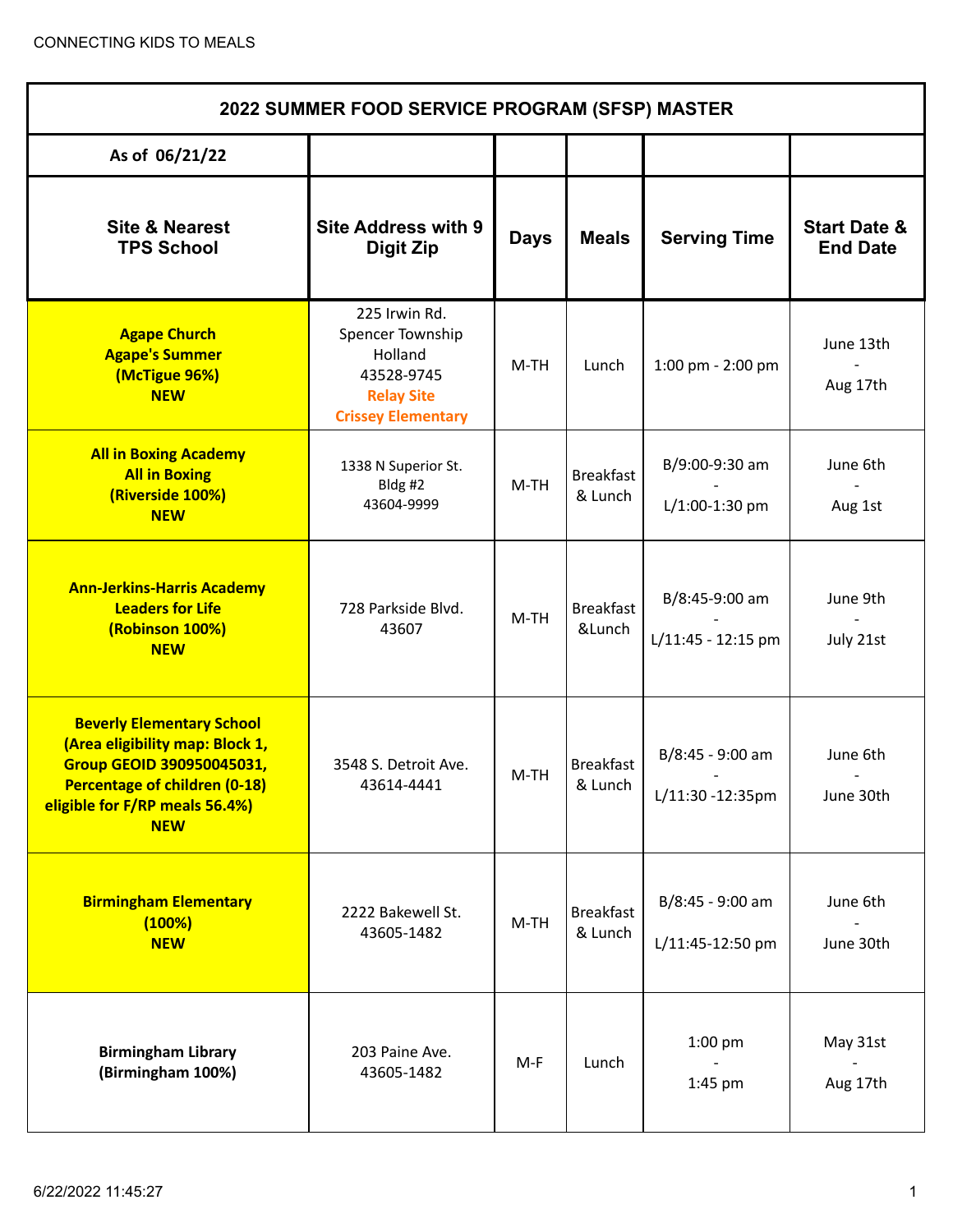CONNECTING KIDS TO MEALS

| 2022 SUMMER FOOD SERVICE PROGRAM (SFSP) MASTER | | | | | |
|---|---|---|---|---|---|
| **As of 06/21/22** | | | | | |
| **Site & Nearest TPS School** | **Site Address with 9 Digit Zip** | **Days** | **Meals** | **Serving Time** | **Start Date & End Date** |
| **Agape Church**<br>**Agape's Summer**<br>**(McTigue 96%)**<br>**NEW** | 225 Irwin Rd.<br>Spencer Township<br>Holland<br>43528-9745<br>**Relay Site**<br>**Crissey Elementary** | M-TH | Lunch | 1:00 pm - 2:00 pm | June 13th<br>-<br>Aug 17th |
| **All in Boxing Academy**<br>**All in Boxing**<br>**(Riverside 100%)**<br>**NEW** | 1338 N Superior St.<br>Bldg #2<br>43604-9999 | M-TH | Breakfast & Lunch | B/9:00-9:30 am<br>-<br>L/1:00-1:30 pm | June 6th<br>-<br>Aug 1st |
| **Ann-Jerkins-Harris Academy**<br>**Leaders for Life**<br>**(Robinson 100%)**<br>**NEW** | 728 Parkside Blvd.<br>43607 | M-TH | Breakfast &Lunch | B/8:45-9:00 am<br>-<br>L/11:45 - 12:15 pm | June 9th<br>-<br>July 21st |
| **Beverly Elementary School**<br>**(Area eligibility map: Block 1, Group GEOID 390950045031, Percentage of children (0-18) eligible for F/RP meals 56.4%)**<br>**NEW** | 3548 S. Detroit Ave.<br>43614-4441 | M-TH | Breakfast & Lunch | B/8:45 - 9:00 am<br>-<br>L/11:30 -12:35pm | June 6th<br>-<br>June 30th |
| **Birmingham Elementary**<br>**(100%)**<br>**NEW** | 2222 Bakewell St.<br>43605-1482 | M-TH | Breakfast & Lunch | B/8:45 - 9:00 am<br>L/11:45-12:50 pm | June 6th<br>-<br>June 30th |
| **Birmingham Library**<br>**(Birmingham 100%)** | 203 Paine Ave.<br>43605-1482 | M-F | Lunch | 1:00 pm<br>-<br>1:45 pm | May 31st<br>-<br>Aug 17th |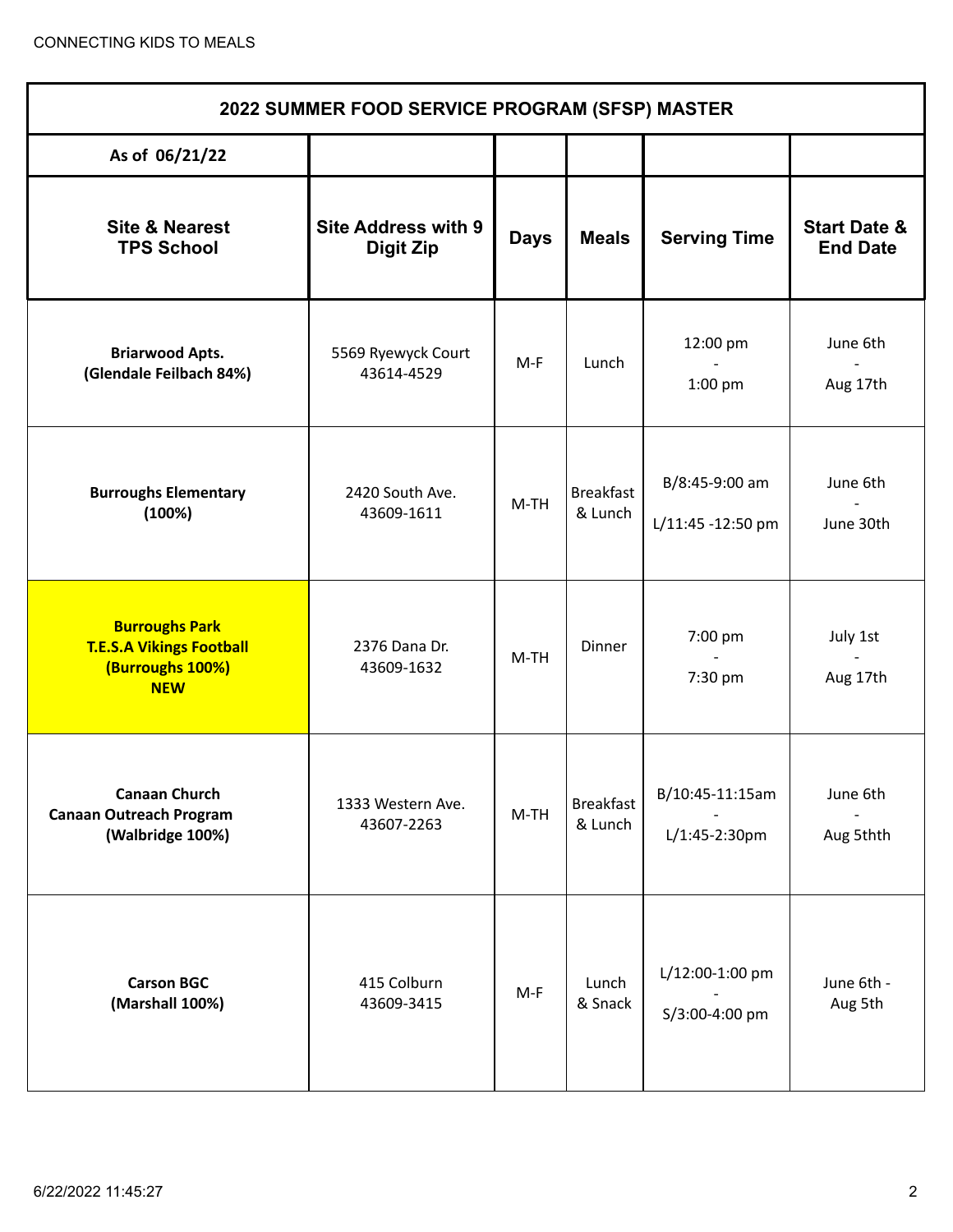CONNECTING KIDS TO MEALS

| 2022 SUMMER FOOD SERVICE PROGRAM (SFSP) MASTER | | | | | |
|---|---|---|---|---|---|
| **As of 06/21/22** | | | | | |
| **Site & Nearest TPS School** | **Site Address with 9 Digit Zip** | **Days** | **Meals** | **Serving Time** | **Start Date & End Date** |
| **Briarwood Apts. (Glendale Feilbach 84%)** | 5569 Ryewyck Court 43614-4529 | M-F | Lunch | 12:00 pm - 1:00 pm | June 6th - Aug 17th |
| **Burroughs Elementary (100%)** | 2420 South Ave. 43609-1611 | M-TH | Breakfast & Lunch | B/8:45-9:00 am L/11:45 -12:50 pm | June 6th - June 30th |
| **Burroughs Park T.E.S.A Vikings Football (Burroughs 100%) NEW** | 2376 Dana Dr. 43609-1632 | M-TH | Dinner | 7:00 pm - 7:30 pm | July 1st - Aug 17th |
| **Canaan Church Canaan Outreach Program (Walbridge 100%)** | 1333 Western Ave. 43607-2263 | M-TH | Breakfast & Lunch | B/10:45-11:15am - L/1:45-2:30pm | June 6th - Aug 5thth |
| **Carson BGC (Marshall 100%)** | 415 Colburn 43609-3415 | M-F | Lunch & Snack | L/12:00-1:00 pm - S/3:00-4:00 pm | June 6th - Aug 5th |

6/22/2022 11:45:27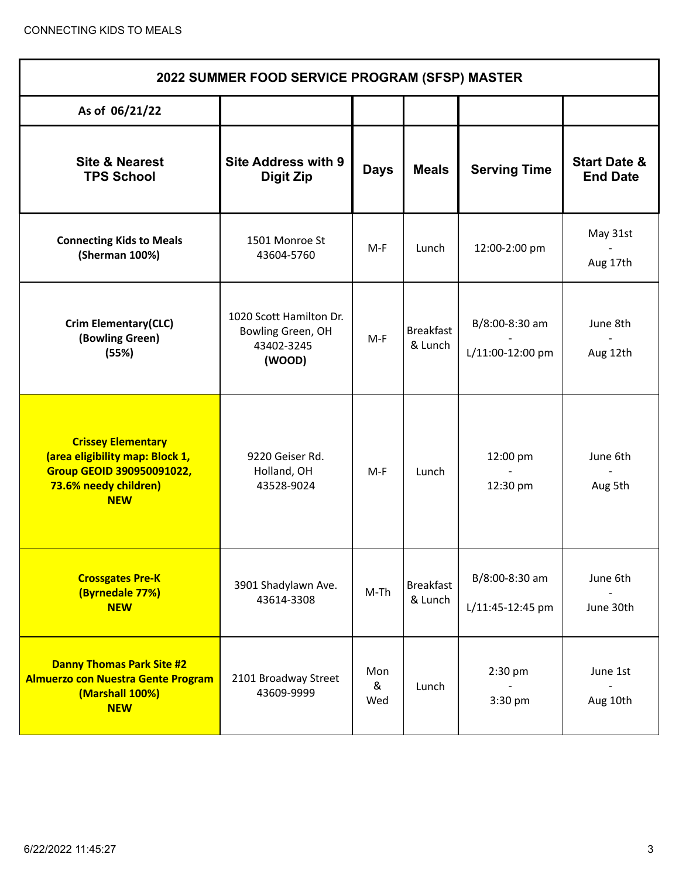| 2022 SUMMER FOOD SERVICE PROGRAM (SFSP) MASTER | | | | | |
|---|---|---|---|---|---|
| **As of 06/21/22** | | | | | |
| **Site & Nearest TPS School** | **Site Address with 9 Digit Zip** | **Days** | **Meals** | **Serving Time** | **Start Date & End Date** |
| **Connecting Kids to Meals (Sherman 100%)** | 1501 Monroe St 43604-5760 | M-F | Lunch | 12:00-2:00 pm | May 31st - Aug 17th |
| **Crim Elementary(CLC) (Bowling Green) (55%)** | 1020 Scott Hamilton Dr. Bowling Green, OH 43402-3245 **(WOOD)** | M-F | Breakfast & Lunch | B/8:00-8:30 am - L/11:00-12:00 pm | June 8th - Aug 12th |
| **Crissey Elementary (area eligibility map: Block 1, Group GEOID 390950091022, 73.6% needy children) NEW** | 9220 Geiser Rd. Holland, OH 43528-9024 | M-F | Lunch | 12:00 pm - 12:30 pm | June 6th - Aug 5th |
| **Crossgates Pre-K (Byrnedale 77%) NEW** | 3901 Shadylawn Ave. 43614-3308 | M-Th | Breakfast & Lunch | B/8:00-8:30 am L/11:45-12:45 pm | June 6th - June 30th |
| **Danny Thomas Park Site #2 Almuerzo con Nuestra Gente Program (Marshall 100%) NEW** | 2101 Broadway Street 43609-9999 | Mon & Wed | Lunch | 2:30 pm - 3:30 pm | June 1st - Aug 10th |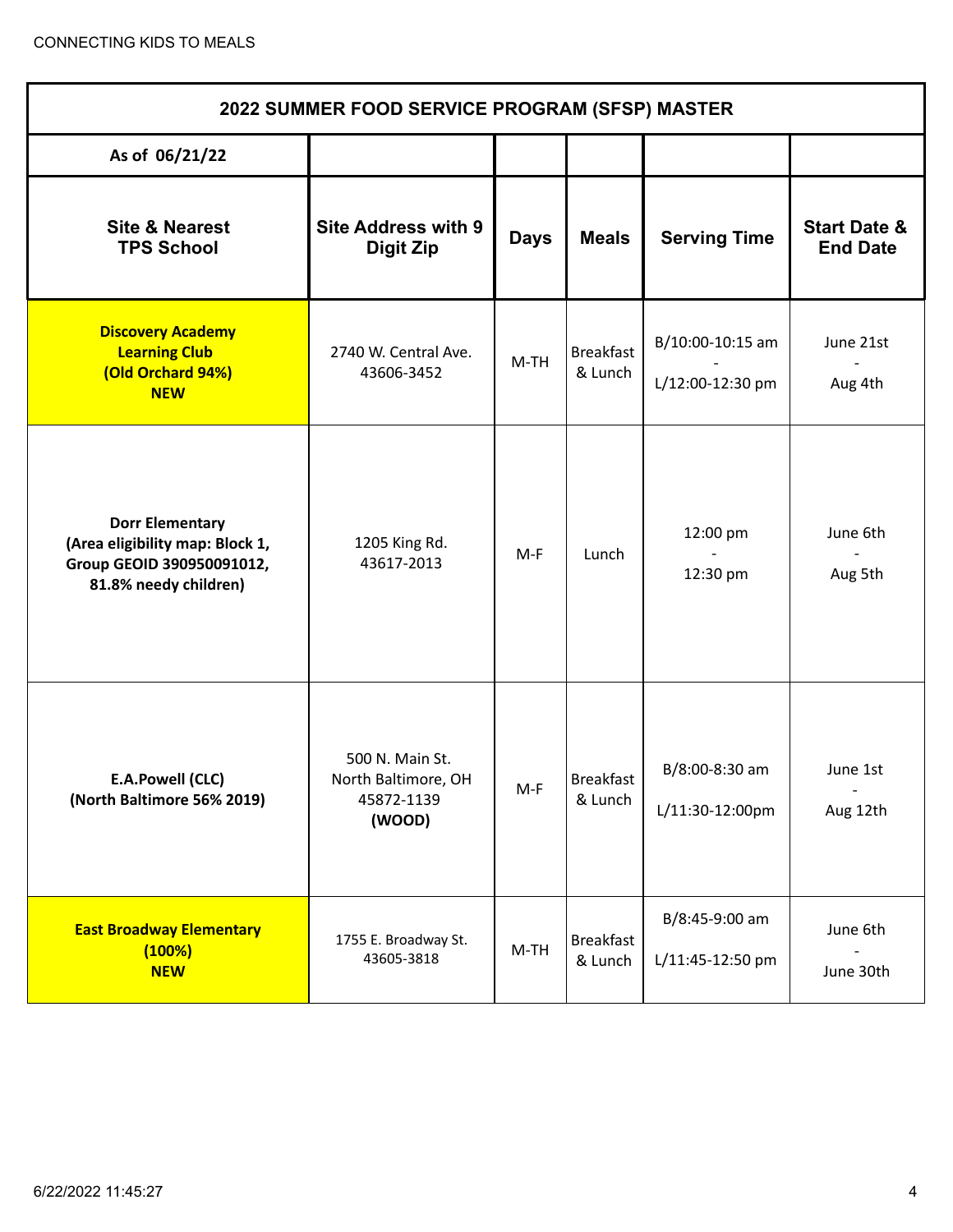| 2022 SUMMER FOOD SERVICE PROGRAM (SFSP) MASTER | | | | | |
|---|---|---|---|---|---|
| As of 06/21/22 | | | | | |
| **Site & Nearest TPS School** | **Site Address with 9 Digit Zip** | **Days** | **Meals** | **Serving Time** | **Start Date & End Date** |
| **Discovery Academy Learning Club (Old Orchard 94%) NEW** | 2740 W. Central Ave. 43606-3452 | M-TH | Breakfast & Lunch | B/10:00-10:15 am - L/12:00-12:30 pm | June 21st - Aug 4th |
| **Dorr Elementary (Area eligibility map: Block 1, Group GEOID 390950091012, 81.8% needy children)** | 1205 King Rd. 43617-2013 | M-F | Lunch | 12:00 pm - 12:30 pm | June 6th - Aug 5th |
| **E.A.Powell (CLC) (North Baltimore 56% 2019)** | 500 N. Main St. North Baltimore, OH 45872-1139 **(WOOD)** | M-F | Breakfast & Lunch | B/8:00-8:30 am L/11:30-12:00pm | June 1st - Aug 12th |
| **East Broadway Elementary (100%) NEW** | 1755 E. Broadway St. 43605-3818 | M-TH | Breakfast & Lunch | B/8:45-9:00 am L/11:45-12:50 pm | June 6th - June 30th |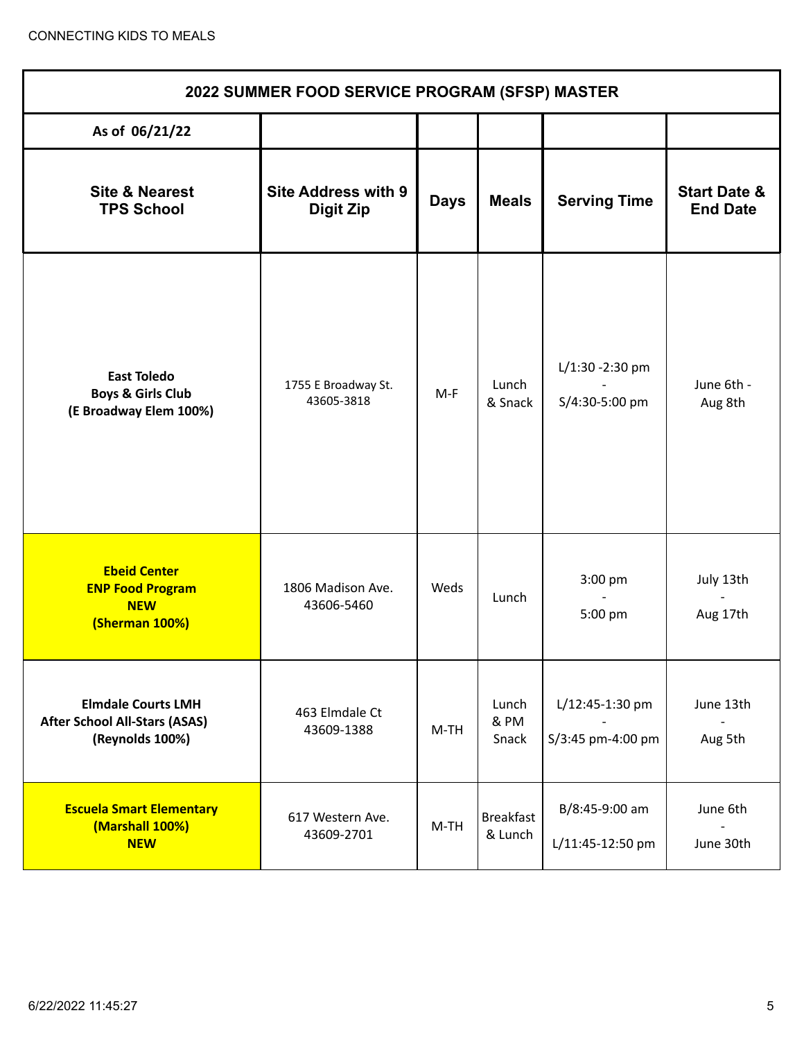CONNECTING KIDS TO MEALS

| 2022 SUMMER FOOD SERVICE PROGRAM (SFSP) MASTER | | | | | |
|---|---|---|---|---|---|
| As of 06/21/22 | | | | | |
| **Site & Nearest TPS School** | **Site Address with 9 Digit Zip** | **Days** | **Meals** | **Serving Time** | **Start Date & End Date** |
| **East Toledo Boys & Girls Club (E Broadway Elem 100%)** | 1755 E Broadway St. 43605-3818 | M-F | Lunch & Snack | L/1:30 -2:30 pm - S/4:30-5:00 pm | June 6th - Aug 8th |
| **Ebeid Center ENP Food Program NEW (Sherman 100%)** | 1806 Madison Ave. 43606-5460 | Weds | Lunch | 3:00 pm - 5:00 pm | July 13th - Aug 17th |
| **Elmdale Courts LMH After School All-Stars (ASAS) (Reynolds 100%)** | 463 Elmdale Ct 43609-1388 | M-TH | Lunch & PM Snack | L/12:45-1:30 pm - S/3:45 pm-4:00 pm | June 13th - Aug 5th |
| **Escuela Smart Elementary (Marshall 100%) NEW** | 617 Western Ave. 43609-2701 | M-TH | Breakfast & Lunch | B/8:45-9:00 am L/11:45-12:50 pm | June 6th - June 30th |

6/22/2022 11:45:27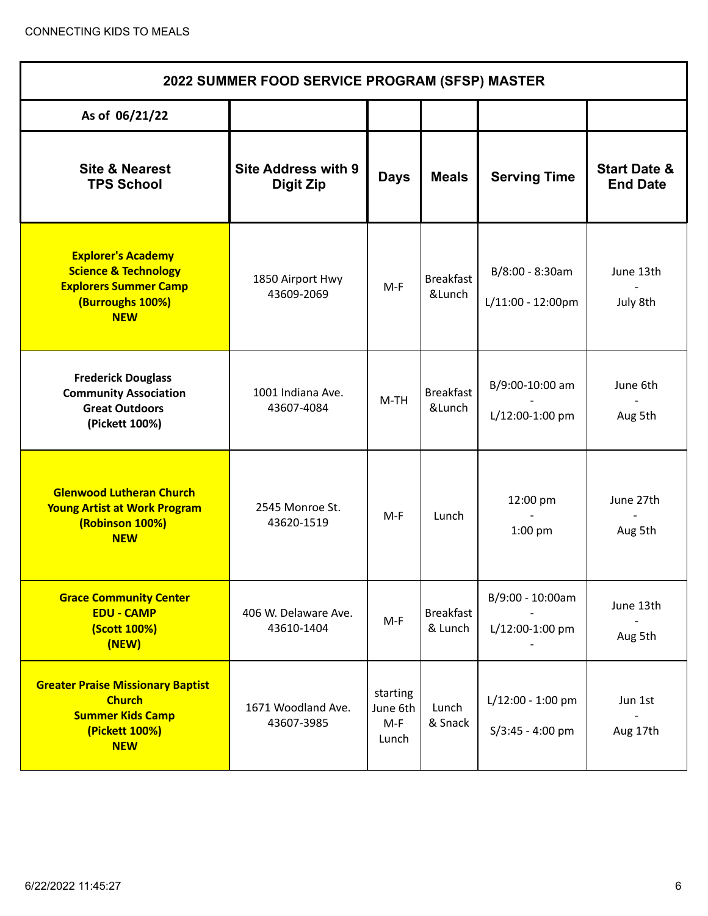CONNECTING KIDS TO MEALS

| 2022 SUMMER FOOD SERVICE PROGRAM (SFSP) MASTER | | | | | |
|---|---|---|---|---|---|
| **As of 06/21/22** | | | | | |
| **Site & Nearest TPS School** | **Site Address with 9 Digit Zip** | **Days** | **Meals** | **Serving Time** | **Start Date & End Date** |
| **Explorer's Academy Science & Technology Explorers Summer Camp (Burroughs 100%) NEW** | 1850 Airport Hwy 43609-2069 | M-F | Breakfast &Lunch | B/8:00 - 8:30am L/11:00 - 12:00pm | June 13th - July 8th |
| **Frederick Douglass Community Association Great Outdoors (Pickett 100%)** | 1001 Indiana Ave. 43607-4084 | M-TH | Breakfast &Lunch | B/9:00-10:00 am - L/12:00-1:00 pm | June 6th - Aug 5th |
| **Glenwood Lutheran Church Young Artist at Work Program (Robinson 100%) NEW** | 2545 Monroe St. 43620-1519 | M-F | Lunch | 12:00 pm - 1:00 pm | June 27th - Aug 5th |
| **Grace Community Center EDU - CAMP (Scott 100%) (NEW)** | 406 W. Delaware Ave. 43610-1404 | M-F | Breakfast & Lunch | B/9:00 - 10:00am - L/12:00-1:00 pm - | June 13th - Aug 5th |
| **Greater Praise Missionary Baptist Church Summer Kids Camp (Pickett 100%) NEW** | 1671 Woodland Ave. 43607-3985 | starting June 6th M-F Lunch | Lunch & Snack | L/12:00 - 1:00 pm S/3:45 - 4:00 pm | Jun 1st - Aug 17th |

6/22/2022 11:45:27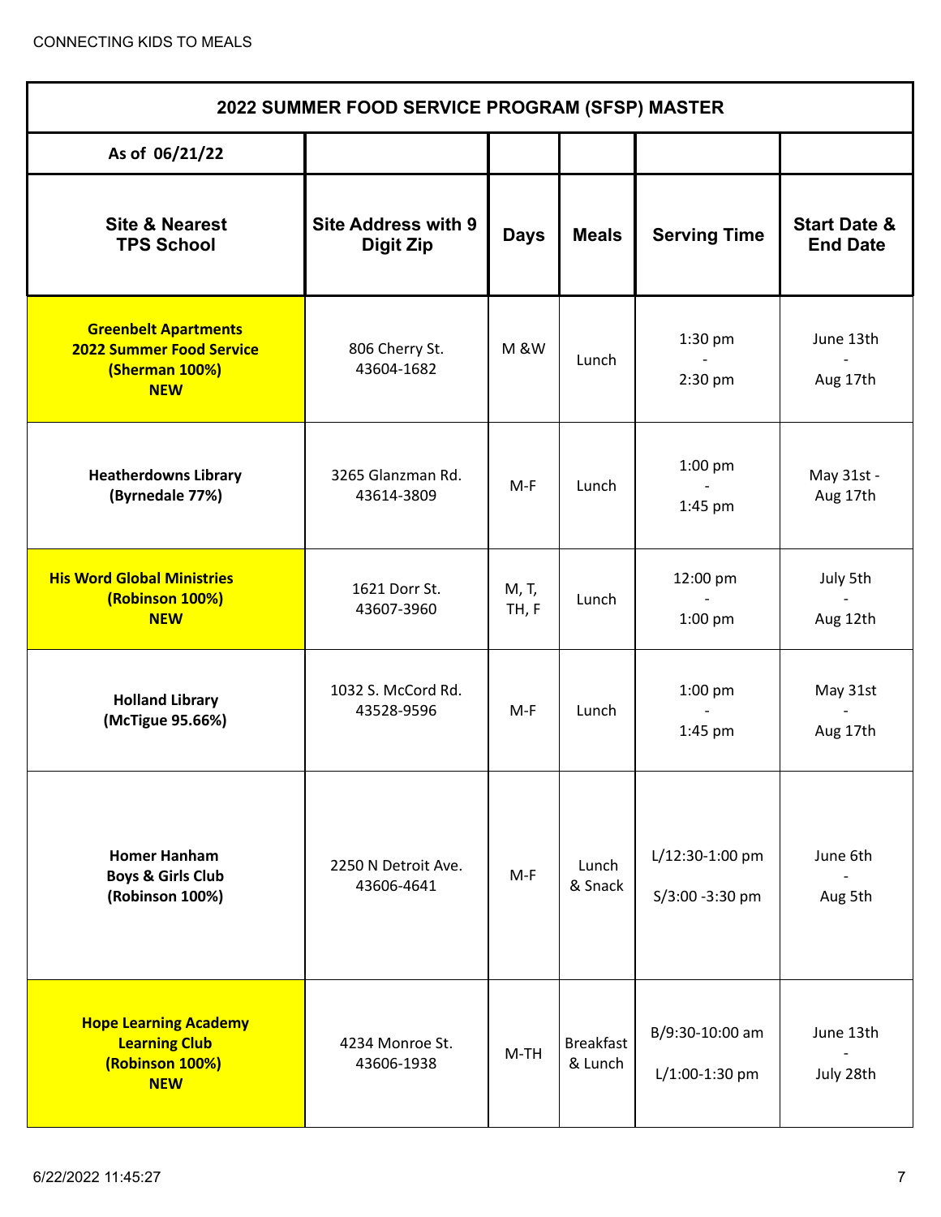CONNECTING KIDS TO MEALS

| 2022 SUMMER FOOD SERVICE PROGRAM (SFSP) MASTER | | | | | |
|---|---|---|---|---|---|
| **As of 06/21/22** | | | | | |
| **Site & Nearest TPS School** | **Site Address with 9 Digit Zip** | **Days** | **Meals** | **Serving Time** | **Start Date & End Date** |
| **Greenbelt Apartments 2022 Summer Food Service (Sherman 100%) NEW** | 806 Cherry St. 43604-1682 | M &W | Lunch | 1:30 pm - 2:30 pm | June 13th - Aug 17th |
| **Heatherdowns Library (Byrnedale 77%)** | 3265 Glanzman Rd. 43614-3809 | M-F | Lunch | 1:00 pm - 1:45 pm | May 31st - Aug 17th |
| **His Word Global Ministries (Robinson 100%) NEW** | 1621 Dorr St. 43607-3960 | M, T, TH, F | Lunch | 12:00 pm - 1:00 pm | July 5th - Aug 12th |
| **Holland Library (McTigue 95.66%)** | 1032 S. McCord Rd. 43528-9596 | M-F | Lunch | 1:00 pm - 1:45 pm | May 31st - Aug 17th |
| **Homer Hanham Boys & Girls Club (Robinson 100%)** | 2250 N Detroit Ave. 43606-4641 | M-F | Lunch & Snack | L/12:30-1:00 pm S/3:00 -3:30 pm | June 6th - Aug 5th |
| **Hope Learning Academy Learning Club (Robinson 100%) NEW** | 4234 Monroe St. 43606-1938 | M-TH | Breakfast & Lunch | B/9:30-10:00 am L/1:00-1:30 pm | June 13th - July 28th |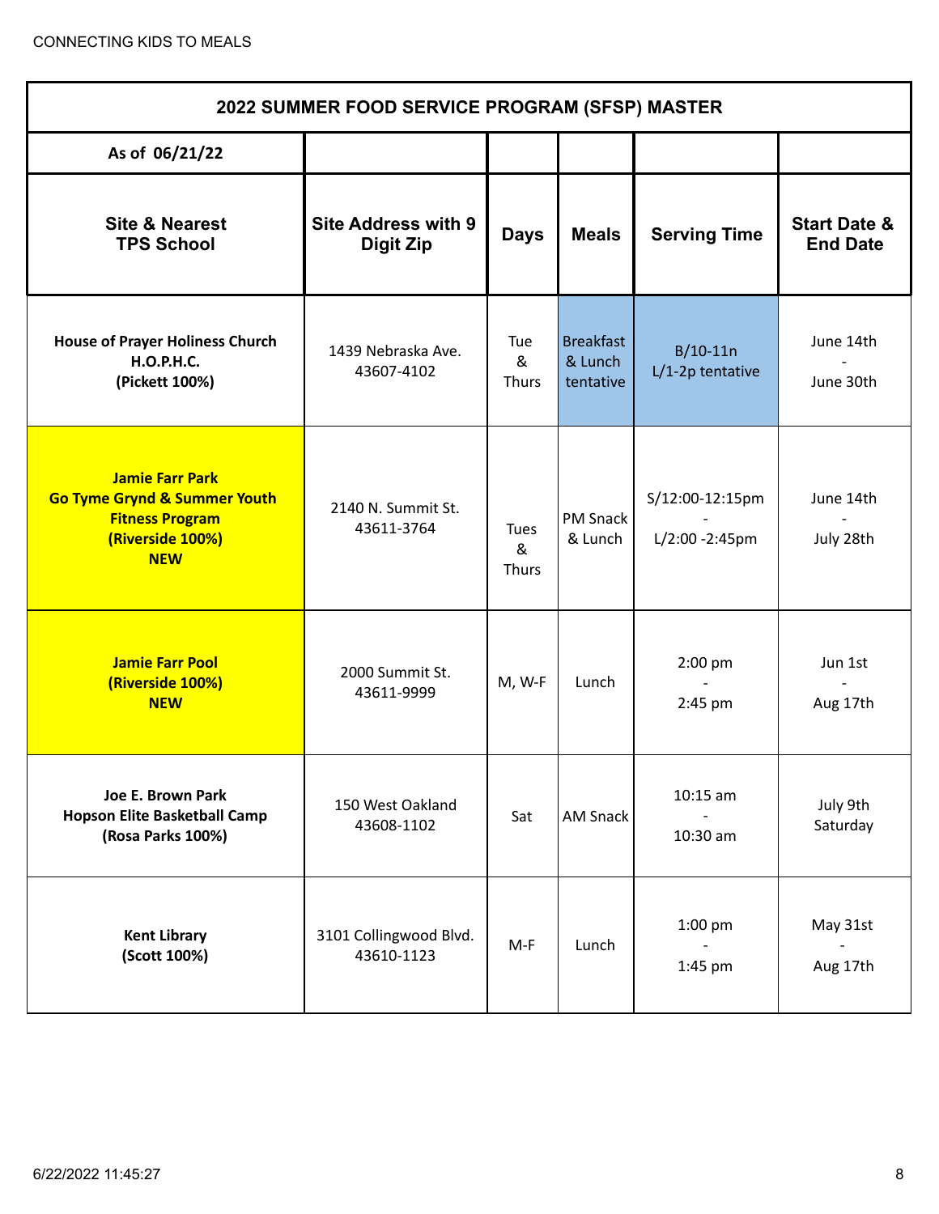CONNECTING KIDS TO MEALS

| 2022 SUMMER FOOD SERVICE PROGRAM (SFSP) MASTER | | | | | |
|---|---|---|---|---|---|
| **As of 06/21/22** | | | | | |
| **Site & Nearest TPS School** | **Site Address with 9 Digit Zip** | **Days** | **Meals** | **Serving Time** | **Start Date & End Date** |
| **House of Prayer Holiness Church H.O.P.H.C. (Pickett 100%)** | 1439 Nebraska Ave. 43607-4102 | Tue & Thurs | Breakfast & Lunch tentative | B/10-11n L/1-2p tentative | June 14th - June 30th |
| **Jamie Farr Park Go Tyme Grynd & Summer Youth Fitness Program (Riverside 100%) NEW** | 2140 N. Summit St. 43611-3764 | Tues & Thurs | PM Snack & Lunch | S/12:00-12:15pm - L/2:00 -2:45pm | June 14th - July 28th |
| **Jamie Farr Pool (Riverside 100%) NEW** | 2000 Summit St. 43611-9999 | M, W-F | Lunch | 2:00 pm - 2:45 pm | Jun 1st - Aug 17th |
| **Joe E. Brown Park Hopson Elite Basketball Camp (Rosa Parks 100%)** | 150 West Oakland 43608-1102 | Sat | AM Snack | 10:15 am - 10:30 am | July 9th Saturday |
| **Kent Library (Scott 100%)** | 3101 Collingwood Blvd. 43610-1123 | M-F | Lunch | 1:00 pm - 1:45 pm | May 31st - Aug 17th |

6/22/2022 11:45:27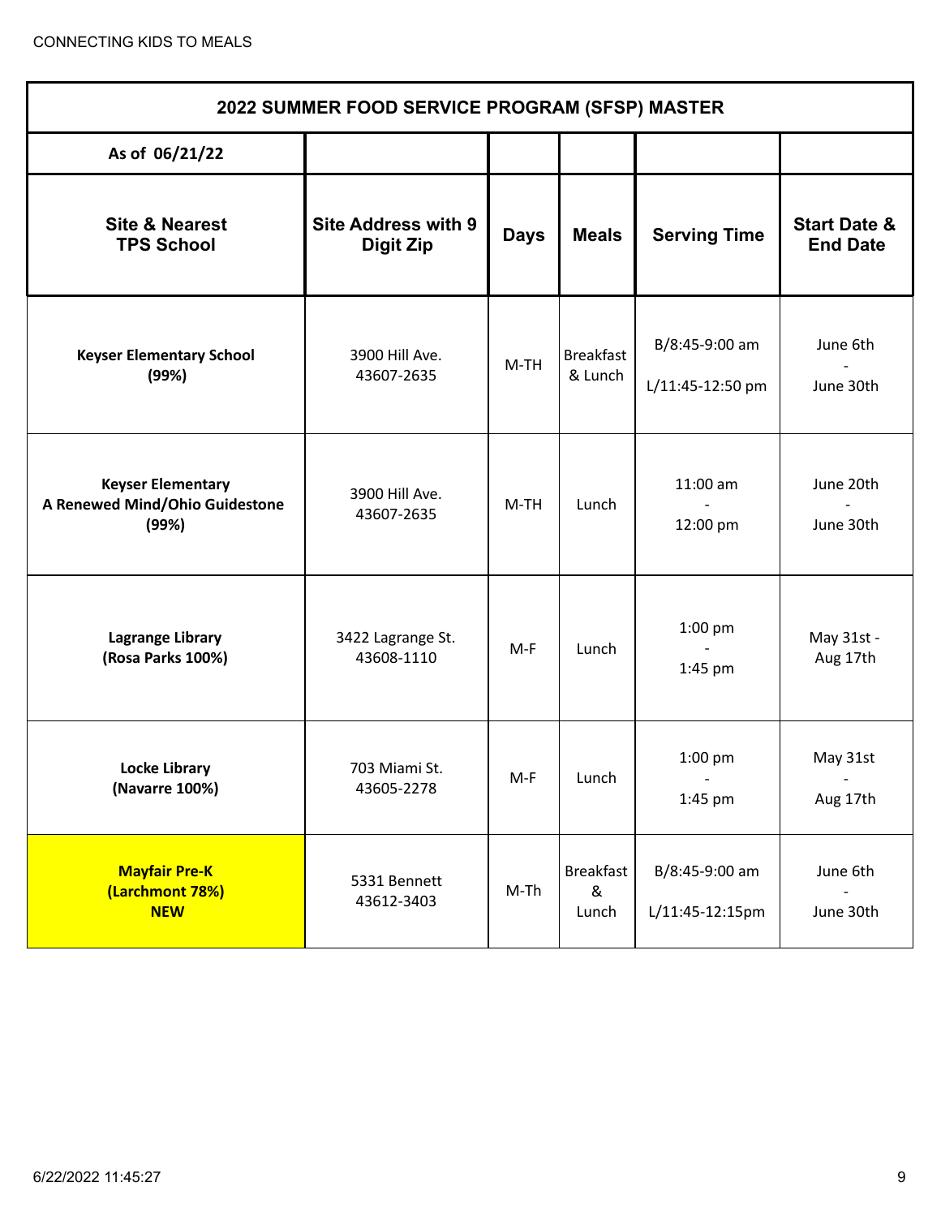| 2022 SUMMER FOOD SERVICE PROGRAM (SFSP) MASTER | | | | | |
|---|---|---|---|---|---|
| As of 06/21/22 | | | | | |
| **Site & Nearest TPS School** | **Site Address with 9 Digit Zip** | **Days** | **Meals** | **Serving Time** | **Start Date & End Date** |
| **Keyser Elementary School (99%)** | 3900 Hill Ave. 43607-2635 | M-TH | Breakfast & Lunch | B/8:45-9:00 am L/11:45-12:50 pm | June 6th - June 30th |
| **Keyser Elementary A Renewed Mind/Ohio Guidestone (99%)** | 3900 Hill Ave. 43607-2635 | M-TH | Lunch | 11:00 am - 12:00 pm | June 20th - June 30th |
| **Lagrange Library (Rosa Parks 100%)** | 3422 Lagrange St. 43608-1110 | M-F | Lunch | 1:00 pm - 1:45 pm | May 31st - Aug 17th |
| **Locke Library (Navarre 100%)** | 703 Miami St. 43605-2278 | M-F | Lunch | 1:00 pm - 1:45 pm | May 31st - Aug 17th |
| **Mayfair Pre-K (Larchmont 78%) NEW** | 5331 Bennett 43612-3403 | M-Th | Breakfast & Lunch | B/8:45-9:00 am L/11:45-12:15pm | June 6th - June 30th |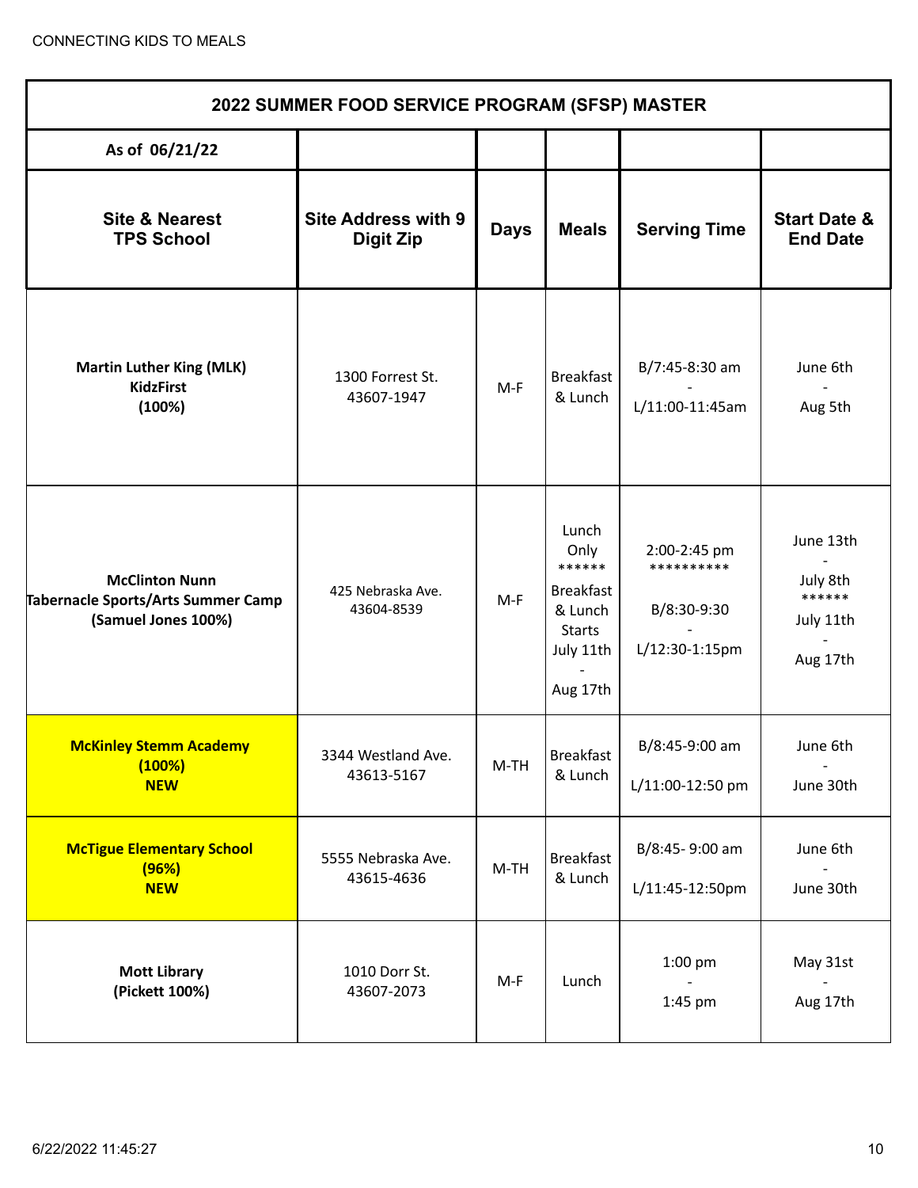| 2022 SUMMER FOOD SERVICE PROGRAM (SFSP) MASTER | | | | | |
|---|---|---|---|---|---|
| As of 06/21/22 | | | | | |
| **Site & Nearest TPS School** | **Site Address with 9 Digit Zip** | **Days** | **Meals** | **Serving Time** | **Start Date & End Date** |
| **Martin Luther King (MLK) KidzFirst (100%)** | 1300 Forrest St. 43607-1947 | M-F | Breakfast & Lunch | B/7:45-8:30 am - L/11:00-11:45am | June 6th - Aug 5th |
| **McClinton Nunn Tabernacle Sports/Arts Summer Camp (Samuel Jones 100%)** | 425 Nebraska Ave. 43604-8539 | M-F | Lunch Only ****** Breakfast & Lunch Starts July 11th - Aug 17th | 2:00-2:45 pm ********** B/8:30-9:30 - L/12:30-1:15pm | June 13th - July 8th ****** July 11th - Aug 17th |
| **McKinley Stemm Academy (100%) NEW** | 3344 Westland Ave. 43613-5167 | M-TH | Breakfast & Lunch | B/8:45-9:00 am L/11:00-12:50 pm | June 6th - June 30th |
| **McTigue Elementary School (96%) NEW** | 5555 Nebraska Ave. 43615-4636 | M-TH | Breakfast & Lunch | B/8:45- 9:00 am L/11:45-12:50pm | June 6th - June 30th |
| **Mott Library (Pickett 100%)** | 1010 Dorr St. 43607-2073 | M-F | Lunch | 1:00 pm - 1:45 pm | May 31st - Aug 17th |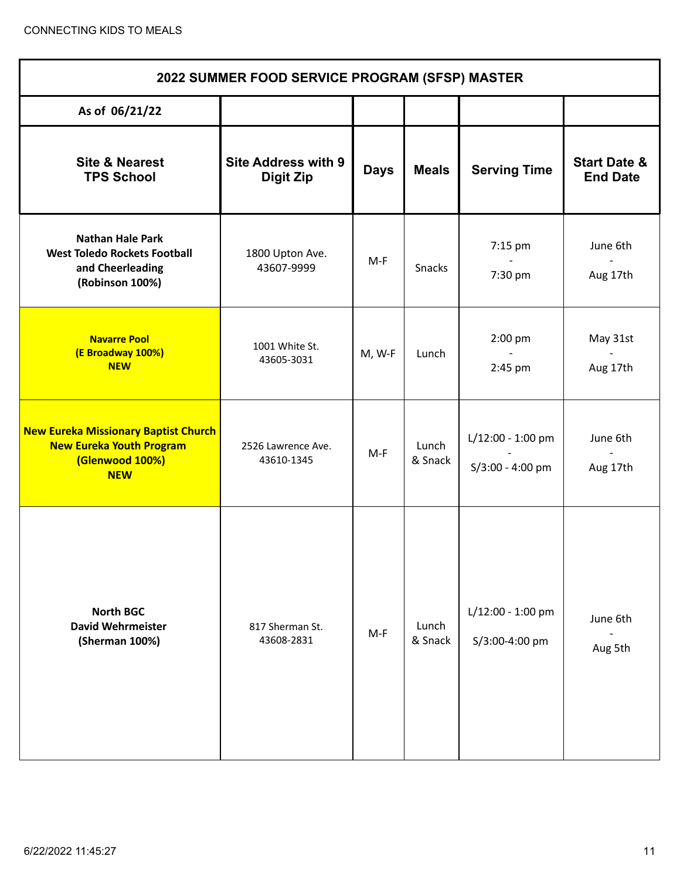CONNECTING KIDS TO MEALS

| 2022 SUMMER FOOD SERVICE PROGRAM (SFSP) MASTER | | | | | |
|---|---|---|---|---|---|
| As of 06/21/22 | | | | | |
| **Site & Nearest TPS School** | **Site Address with 9 Digit Zip** | **Days** | **Meals** | **Serving Time** | **Start Date & End Date** |
| **Nathan Hale Park**<br>**West Toledo Rockets Football and Cheerleading**<br>**(Robinson 100%)** | 1800 Upton Ave.<br>43607-9999 | M-F | Snacks | 7:15 pm<br>-<br>7:30 pm | June 6th<br>-<br>Aug 17th |
| **Navarre Pool**<br>**(E Broadway 100%)**<br>**NEW** | 1001 White St.<br>43605-3031 | M, W-F | Lunch | 2:00 pm<br>-<br>2:45 pm | May 31st<br>-<br>Aug 17th |
| **New Eureka Missionary Baptist Church**<br>**New Eureka Youth Program**<br>**(Glenwood 100%)**<br>**NEW** | 2526 Lawrence Ave.<br>43610-1345 | M-F | Lunch & Snack | L/12:00 - 1:00 pm<br>-<br>S/3:00 - 4:00 pm | June 6th<br>-<br>Aug 17th |
| **North BGC**<br>**David Wehrmeister**<br>**(Sherman 100%)** | 817 Sherman St.<br>43608-2831 | M-F | Lunch & Snack | L/12:00 - 1:00 pm<br>S/3:00-4:00 pm | June 6th<br>-<br>Aug 5th |

6/22/2022 11:45:27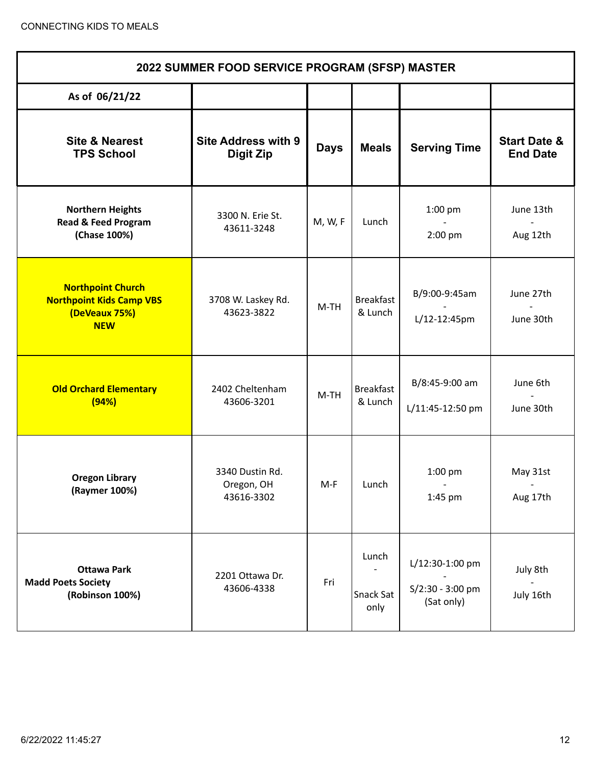| 2022 SUMMER FOOD SERVICE PROGRAM (SFSP) MASTER | | | | | |
|---|---|---|---|---|---|
| **As of 06/21/22** | | | | | |
| **Site & Nearest TPS School** | **Site Address with 9 Digit Zip** | **Days** | **Meals** | **Serving Time** | **Start Date & End Date** |
| **Northern Heights Read & Feed Program (Chase 100%)** | 3300 N. Erie St. 43611-3248 | M, W, F | Lunch | 1:00 pm - 2:00 pm | June 13th - Aug 12th |
| **Northpoint Church Northpoint Kids Camp VBS (DeVeaux 75%) NEW** | 3708 W. Laskey Rd. 43623-3822 | M-TH | Breakfast & Lunch | B/9:00-9:45am - L/12-12:45pm | June 27th - June 30th |
| **Old Orchard Elementary (94%)** | 2402 Cheltenham 43606-3201 | M-TH | Breakfast & Lunch | B/8:45-9:00 am L/11:45-12:50 pm | June 6th - June 30th |
| **Oregon Library (Raymer 100%)** | 3340 Dustin Rd. Oregon, OH 43616-3302 | M-F | Lunch | 1:00 pm - 1:45 pm | May 31st - Aug 17th |
| **Ottawa Park Madd Poets Society (Robinson 100%)** | 2201 Ottawa Dr. 43606-4338 | Fri | Lunch - Snack Sat only | L/12:30-1:00 pm - S/2:30 - 3:00 pm (Sat only) | July 8th - July 16th |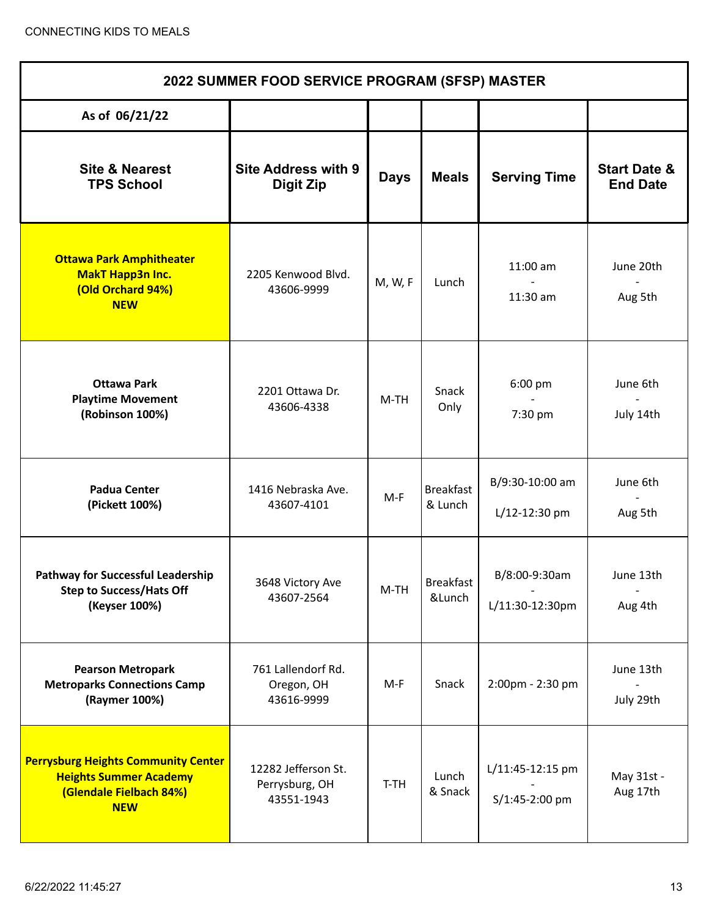| 2022 SUMMER FOOD SERVICE PROGRAM (SFSP) MASTER | | | | | |
|---|---|---|---|---|---|
| As of 06/21/22 | | | | | |
| **Site & Nearest TPS School** | **Site Address with 9 Digit Zip** | **Days** | **Meals** | **Serving Time** | **Start Date & End Date** |
| **Ottawa Park Amphitheater MakT Happ3n Inc. (Old Orchard 94%) NEW** | 2205 Kenwood Blvd. 43606-9999 | M, W, F | Lunch | 11:00 am - 11:30 am | June 20th - Aug 5th |
| **Ottawa Park Playtime Movement (Robinson 100%)** | 2201 Ottawa Dr. 43606-4338 | M-TH | Snack Only | 6:00 pm - 7:30 pm | June 6th - July 14th |
| **Padua Center (Pickett 100%)** | 1416 Nebraska Ave. 43607-4101 | M-F | Breakfast & Lunch | B/9:30-10:00 am L/12-12:30 pm | June 6th - Aug 5th |
| **Pathway for Successful Leadership Step to Success/Hats Off (Keyser 100%)** | 3648 Victory Ave 43607-2564 | M-TH | Breakfast &Lunch | B/8:00-9:30am - L/11:30-12:30pm | June 13th - Aug 4th |
| **Pearson Metropark Metroparks Connections Camp (Raymer 100%)** | 761 Lallendorf Rd. Oregon, OH 43616-9999 | M-F | Snack | 2:00pm - 2:30 pm | June 13th - July 29th |
| **Perrysburg Heights Community Center Heights Summer Academy (Glendale Fielbach 84%) NEW** | 12282 Jefferson St. Perrysburg, OH 43551-1943 | T-TH | Lunch & Snack | L/11:45-12:15 pm - S/1:45-2:00 pm | May 31st - Aug 17th |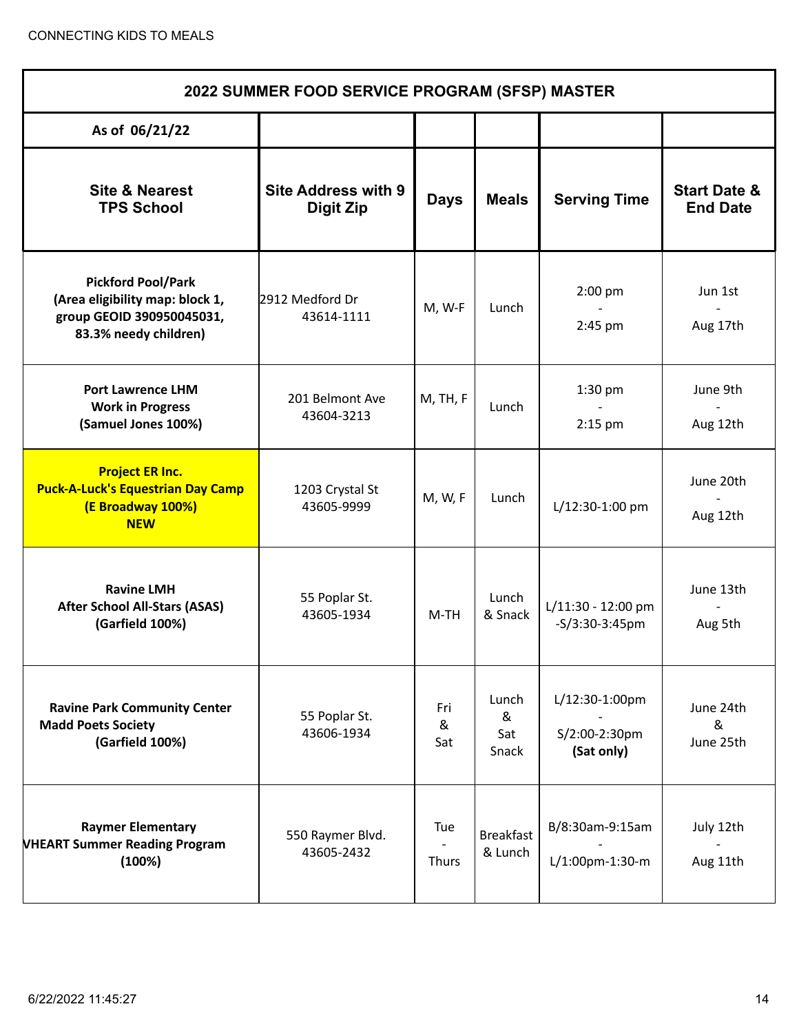| 2022 SUMMER FOOD SERVICE PROGRAM (SFSP) MASTER | | | | | |
|---|---|---|---|---|---|
| **As of 06/21/22** | | | | | |
| **Site & Nearest TPS School** | **Site Address with 9 Digit Zip** | **Days** | **Meals** | **Serving Time** | **Start Date & End Date** |
| **Pickford Pool/Park (Area eligibility map: block 1, group GEOID 390950045031, 83.3% needy children)** | 2912 Medford Dr 43614-1111 | M, W-F | Lunch | 2:00 pm - 2:45 pm | Jun 1st - Aug 17th |
| **Port Lawrence LHM Work in Progress (Samuel Jones 100%)** | 201 Belmont Ave 43604-3213 | M, TH, F | Lunch | 1:30 pm - 2:15 pm | June 9th - Aug 12th |
| **Project ER Inc. Puck-A-Luck's Equestrian Day Camp (E Broadway 100%) NEW** | 1203 Crystal St 43605-9999 | M, W, F | Lunch | L/12:30-1:00 pm | June 20th - Aug 12th |
| **Ravine LMH After School All-Stars (ASAS) (Garfield 100%)** | 55 Poplar St. 43605-1934 | M-TH | Lunch & Snack | L/11:30 - 12:00 pm -S/3:30-3:45pm | June 13th - Aug 5th |
| **Ravine Park Community Center Madd Poets Society (Garfield 100%)** | 55 Poplar St. 43606-1934 | Fri & Sat | Lunch & Sat Snack | L/12:30-1:00pm - S/2:00-2:30pm **(Sat only)** | June 24th & June 25th |
| **Raymer Elementary VHEART Summer Reading Program (100%)** | 550 Raymer Blvd. 43605-2432 | Tue - Thurs | Breakfast & Lunch | B/8:30am-9:15am - L/1:00pm-1:30-m | July 12th - Aug 11th |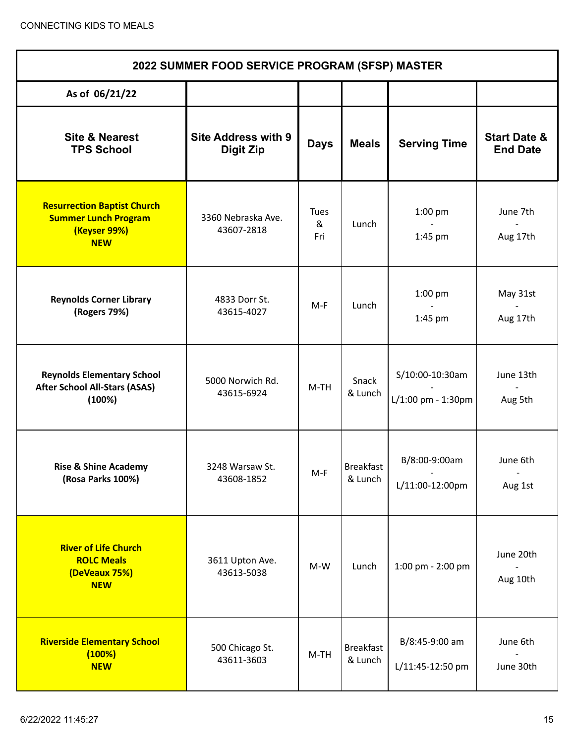CONNECTING KIDS TO MEALS

| 2022 SUMMER FOOD SERVICE PROGRAM (SFSP) MASTER | | | | | |
|---|---|---|---|---|---|
| **As of 06/21/22** | | | | | |
| **Site & Nearest TPS School** | **Site Address with 9 Digit Zip** | **Days** | **Meals** | **Serving Time** | **Start Date & End Date** |
| **Resurrection Baptist Church Summer Lunch Program (Keyser 99%) NEW** | 3360 Nebraska Ave. 43607-2818 | Tues & Fri | Lunch | 1:00 pm - 1:45 pm | June 7th - Aug 17th |
| **Reynolds Corner Library (Rogers 79%)** | 4833 Dorr St. 43615-4027 | M-F | Lunch | 1:00 pm - 1:45 pm | May 31st - Aug 17th |
| **Reynolds Elementary School After School All-Stars (ASAS) (100%)** | 5000 Norwich Rd. 43615-6924 | M-TH | Snack & Lunch | S/10:00-10:30am - L/1:00 pm - 1:30pm | June 13th - Aug 5th |
| **Rise & Shine Academy (Rosa Parks 100%)** | 3248 Warsaw St. 43608-1852 | M-F | Breakfast & Lunch | B/8:00-9:00am - L/11:00-12:00pm | June 6th - Aug 1st |
| **River of Life Church ROLC Meals (DeVeaux 75%) NEW** | 3611 Upton Ave. 43613-5038 | M-W | Lunch | 1:00 pm - 2:00 pm | June 20th - Aug 10th |
| **Riverside Elementary School (100%) NEW** | 500 Chicago St. 43611-3603 | M-TH | Breakfast & Lunch | B/8:45-9:00 am L/11:45-12:50 pm | June 6th - June 30th |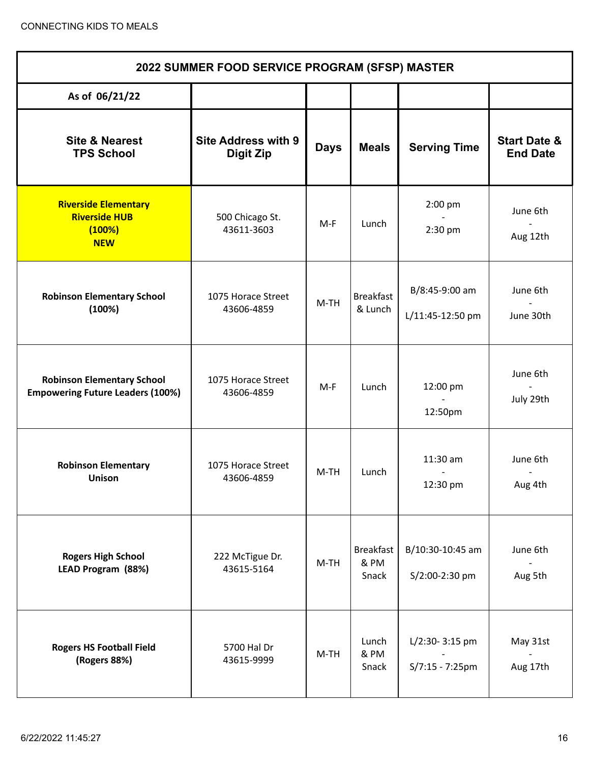CONNECTING KIDS TO MEALS

| 2022 SUMMER FOOD SERVICE PROGRAM (SFSP) MASTER | | | | | |
|---|---|---|---|---|---|
| **As of 06/21/22** | | | | | |
| **Site & Nearest TPS School** | **Site Address with 9 Digit Zip** | **Days** | **Meals** | **Serving Time** | **Start Date & End Date** |
| **Riverside Elementary Riverside HUB (100%) NEW** | 500 Chicago St. 43611-3603 | M-F | Lunch | 2:00 pm - 2:30 pm | June 6th - Aug 12th |
| **Robinson Elementary School (100%)** | 1075 Horace Street 43606-4859 | M-TH | Breakfast & Lunch | B/8:45-9:00 am L/11:45-12:50 pm | June 6th - June 30th |
| **Robinson Elementary School Empowering Future Leaders (100%)** | 1075 Horace Street 43606-4859 | M-F | Lunch | 12:00 pm - 12:50pm | June 6th - July 29th |
| **Robinson Elementary Unison** | 1075 Horace Street 43606-4859 | M-TH | Lunch | 11:30 am - 12:30 pm | June 6th - Aug 4th |
| **Rogers High School LEAD Program (88%)** | 222 McTigue Dr. 43615-5164 | M-TH | Breakfast & PM Snack | B/10:30-10:45 am S/2:00-2:30 pm | June 6th - Aug 5th |
| **Rogers HS Football Field (Rogers 88%)** | 5700 Hal Dr 43615-9999 | M-TH | Lunch & PM Snack | L/2:30- 3:15 pm - S/7:15 - 7:25pm | May 31st - Aug 17th |

6/22/2022 11:45:27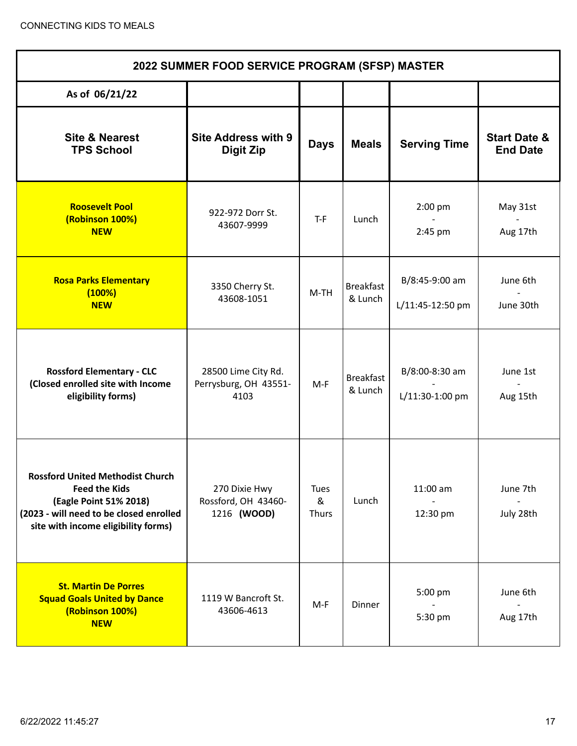| 2022 SUMMER FOOD SERVICE PROGRAM (SFSP) MASTER | | | | | |
|---|---|---|---|---|---|
| As of 06/21/22 | | | | | |
| **Site & Nearest TPS School** | **Site Address with 9 Digit Zip** | **Days** | **Meals** | **Serving Time** | **Start Date & End Date** |
| **Roosevelt Pool (Robinson 100%) NEW** | 922-972 Dorr St. 43607-9999 | T-F | Lunch | 2:00 pm - 2:45 pm | May 31st - Aug 17th |
| **Rosa Parks Elementary (100%) NEW** | 3350 Cherry St. 43608-1051 | M-TH | Breakfast & Lunch | B/8:45-9:00 am L/11:45-12:50 pm | June 6th - June 30th |
| **Rossford Elementary - CLC (Closed enrolled site with Income eligibility forms)** | 28500 Lime City Rd. Perrysburg, OH 43551-4103 | M-F | Breakfast & Lunch | B/8:00-8:30 am - L/11:30-1:00 pm | June 1st - Aug 15th |
| **Rossford United Methodist Church Feed the Kids (Eagle Point 51% 2018) (2023 - will need to be closed enrolled site with income eligibility forms)** | 270 Dixie Hwy Rossford, OH 43460-1216 **(WOOD)** | Tues & Thurs | Lunch | 11:00 am - 12:30 pm | June 7th - July 28th |
| **St. Martin De Porres Squad Goals United by Dance (Robinson 100%) NEW** | 1119 W Bancroft St. 43606-4613 | M-F | Dinner | 5:00 pm - 5:30 pm | June 6th - Aug 17th |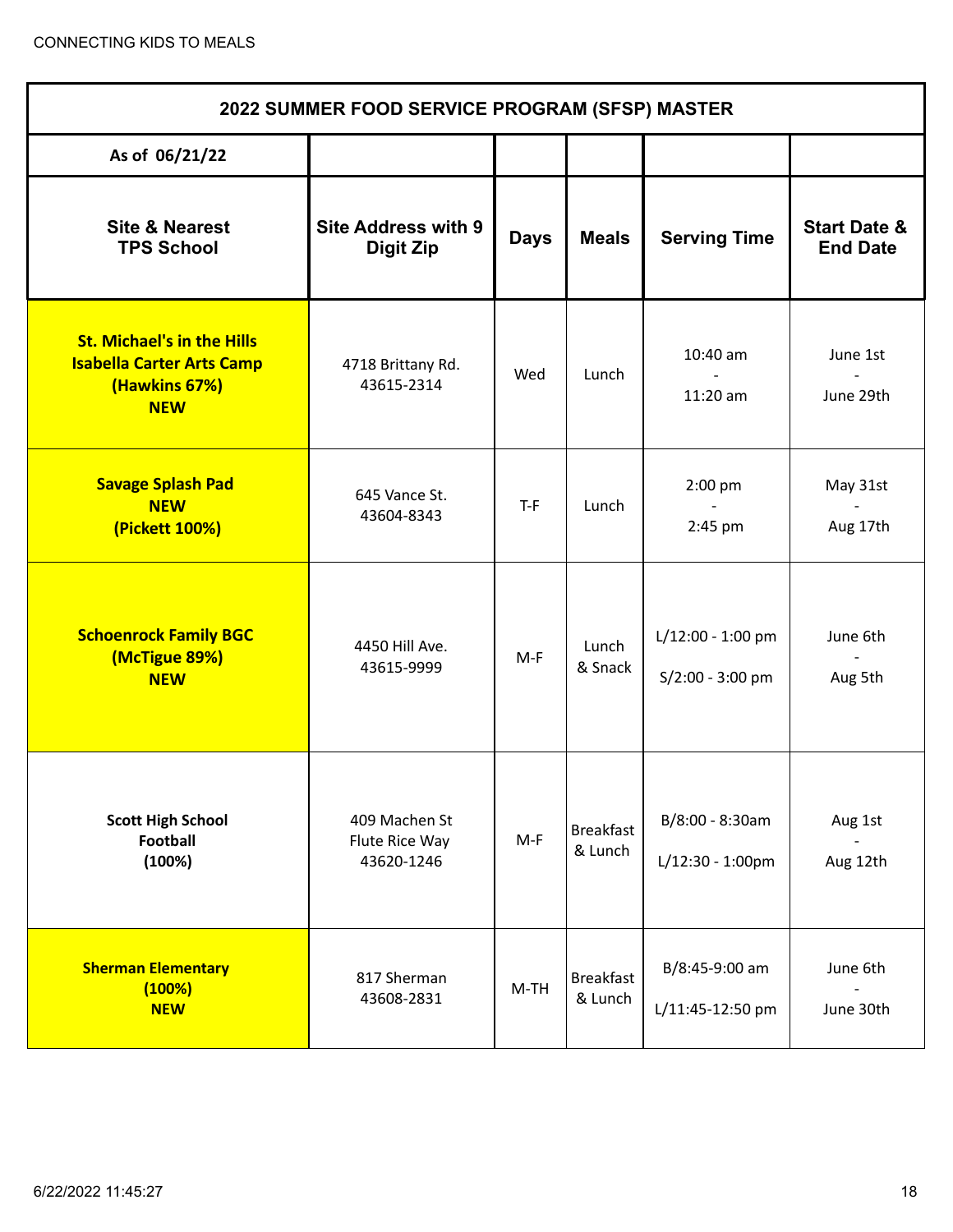CONNECTING KIDS TO MEALS

| 2022 SUMMER FOOD SERVICE PROGRAM (SFSP) MASTER | | | | | |
|---|---|---|---|---|---|
| As of 06/21/22 | | | | | |
| **Site & Nearest TPS School** | **Site Address with 9 Digit Zip** | **Days** | **Meals** | **Serving Time** | **Start Date & End Date** |
| **St. Michael's in the Hills Isabella Carter Arts Camp (Hawkins 67%) NEW** | 4718 Brittany Rd. 43615-2314 | Wed | Lunch | 10:40 am - 11:20 am | June 1st - June 29th |
| **Savage Splash Pad NEW (Pickett 100%)** | 645 Vance St. 43604-8343 | T-F | Lunch | 2:00 pm - 2:45 pm | May 31st - Aug 17th |
| **Schoenrock Family BGC (McTigue 89%) NEW** | 4450 Hill Ave. 43615-9999 | M-F | Lunch & Snack | L/12:00 - 1:00 pm S/2:00 - 3:00 pm | June 6th - Aug 5th |
| **Scott High School Football (100%)** | 409 Machen St Flute Rice Way 43620-1246 | M-F | Breakfast & Lunch | B/8:00 - 8:30am L/12:30 - 1:00pm | Aug 1st - Aug 12th |
| **Sherman Elementary (100%) NEW** | 817 Sherman 43608-2831 | M-TH | Breakfast & Lunch | B/8:45-9:00 am L/11:45-12:50 pm | June 6th - June 30th |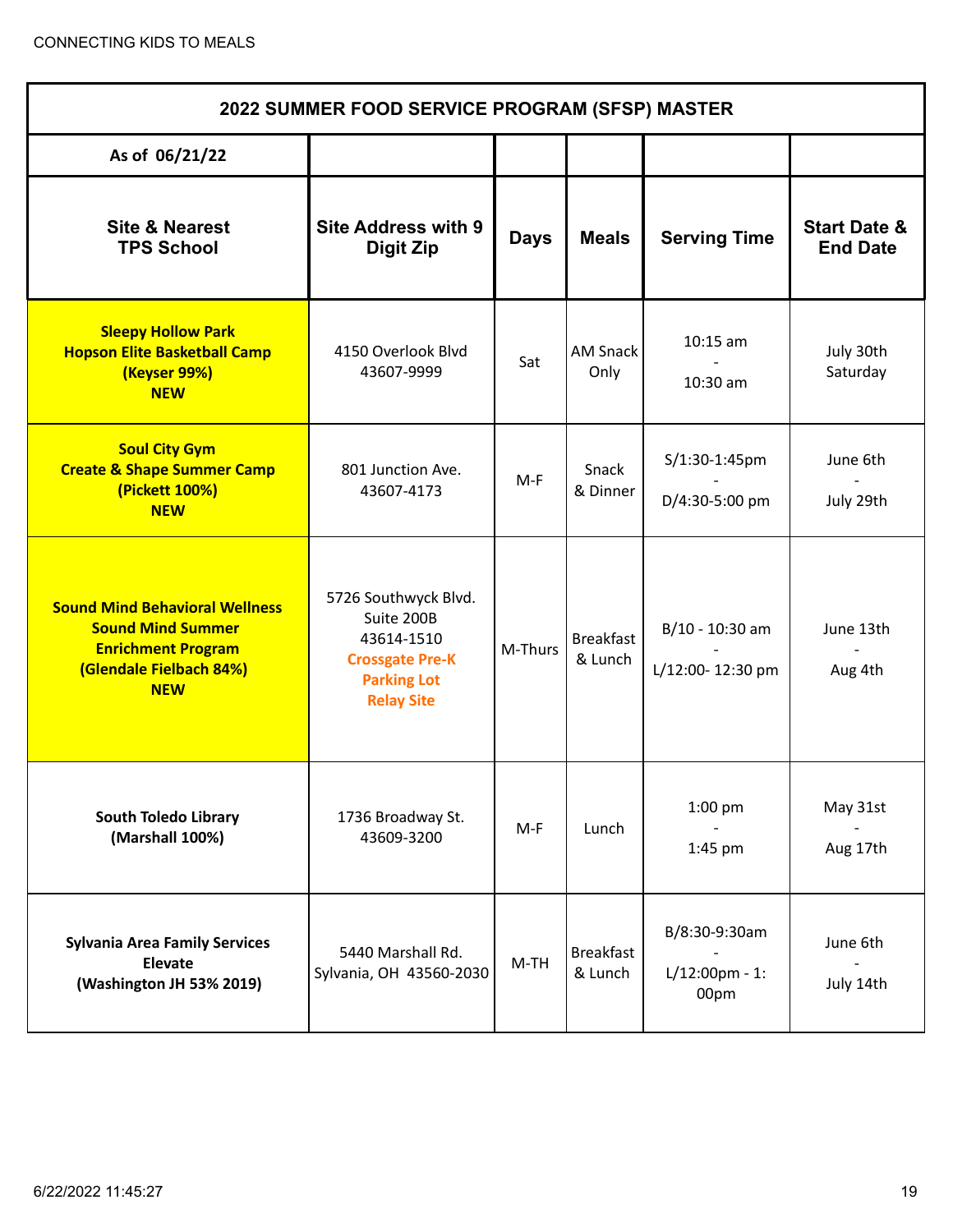CONNECTING KIDS TO MEALS

| 2022 SUMMER FOOD SERVICE PROGRAM (SFSP) MASTER | | | | | |
|---|---|---|---|---|---|
| As of 06/21/22 | | | | | |
| **Site & Nearest TPS School** | **Site Address with 9 Digit Zip** | **Days** | **Meals** | **Serving Time** | **Start Date & End Date** |
| **Sleepy Hollow Park Hopson Elite Basketball Camp (Keyser 99%) NEW** | 4150 Overlook Blvd 43607-9999 | Sat | AM Snack Only | 10:15 am - 10:30 am | July 30th Saturday |
| **Soul City Gym Create & Shape Summer Camp (Pickett 100%) NEW** | 801 Junction Ave. 43607-4173 | M-F | Snack & Dinner | S/1:30-1:45pm - D/4:30-5:00 pm | June 6th - July 29th |
| **Sound Mind Behavioral Wellness Sound Mind Summer Enrichment Program (Glendale Fielbach 84%) NEW** | 5726 Southwyck Blvd. Suite 200B 43614-1510 **Crossgate Pre-K Parking Lot Relay Site** | M-Thurs | Breakfast & Lunch | B/10 - 10:30 am - L/12:00- 12:30 pm | June 13th - Aug 4th |
| **South Toledo Library (Marshall 100%)** | 1736 Broadway St. 43609-3200 | M-F | Lunch | 1:00 pm - 1:45 pm | May 31st - Aug 17th |
| **Sylvania Area Family Services Elevate (Washington JH 53% 2019)** | 5440 Marshall Rd. Sylvania, OH 43560-2030 | M-TH | Breakfast & Lunch | B/8:30-9:30am - L/12:00pm - 1:00pm | June 6th - July 14th |

6/22/2022 11:45:27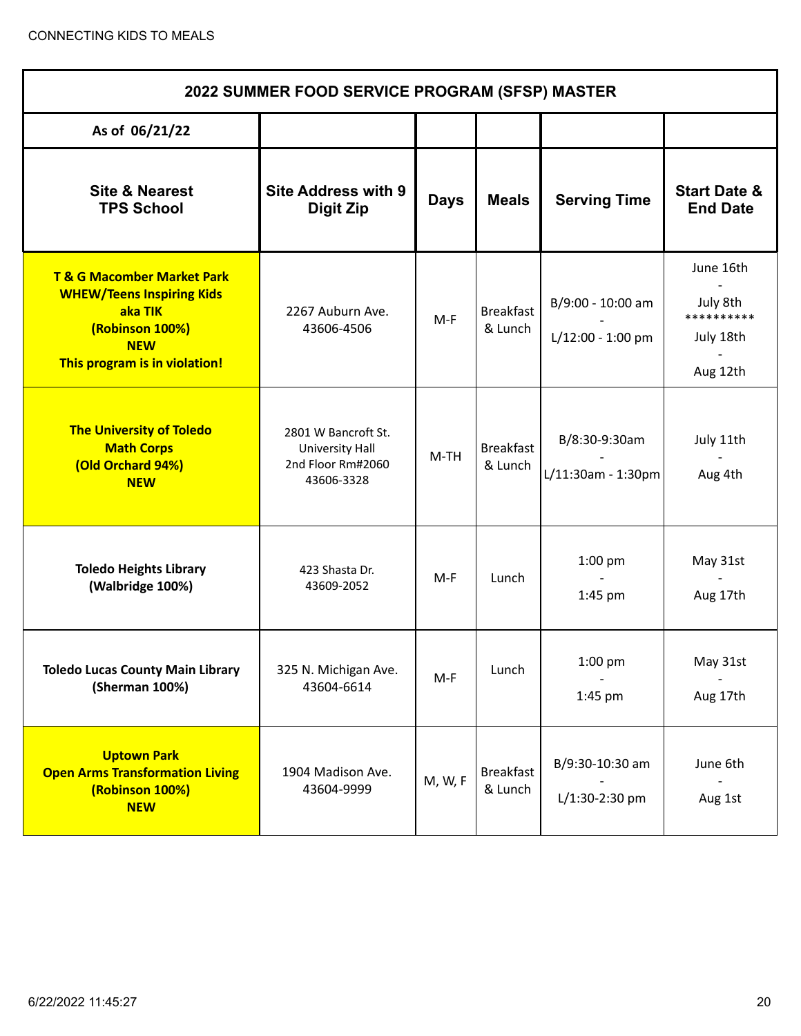## 2022 SUMMER FOOD SERVICE PROGRAM (SFSP) MASTER

As of 06/21/22

| Site & Nearest TPS School | Site Address with 9 Digit Zip | Days | Meals | Serving Time | Start Date & End Date |
|---|---|---|---|---|---|
| **T & G Macomber Market Park WHEW/Teens Inspiring Kids aka TIK (Robinson 100%) NEW This program is in violation!** | 2267 Auburn Ave. 43606-4506 | M-F | Breakfast & Lunch | B/9:00 - 10:00 am - L/12:00 - 1:00 pm | June 16th - July 8th ********** July 18th - Aug 12th |
| **The University of Toledo Math Corps (Old Orchard 94%) NEW** | 2801 W Bancroft St. University Hall 2nd Floor Rm#2060 43606-3328 | M-TH | Breakfast & Lunch | B/8:30-9:30am - L/11:30am - 1:30pm | July 11th - Aug 4th |
| **Toledo Heights Library (Walbridge 100%)** | 423 Shasta Dr. 43609-2052 | M-F | Lunch | 1:00 pm - 1:45 pm | May 31st - Aug 17th |
| **Toledo Lucas County Main Library (Sherman 100%)** | 325 N. Michigan Ave. 43604-6614 | M-F | Lunch | 1:00 pm - 1:45 pm | May 31st - Aug 17th |
| **Uptown Park Open Arms Transformation Living (Robinson 100%) NEW** | 1904 Madison Ave. 43604-9999 | M, W, F | Breakfast & Lunch | B/9:30-10:30 am - L/1:30-2:30 pm | June 6th - Aug 1st |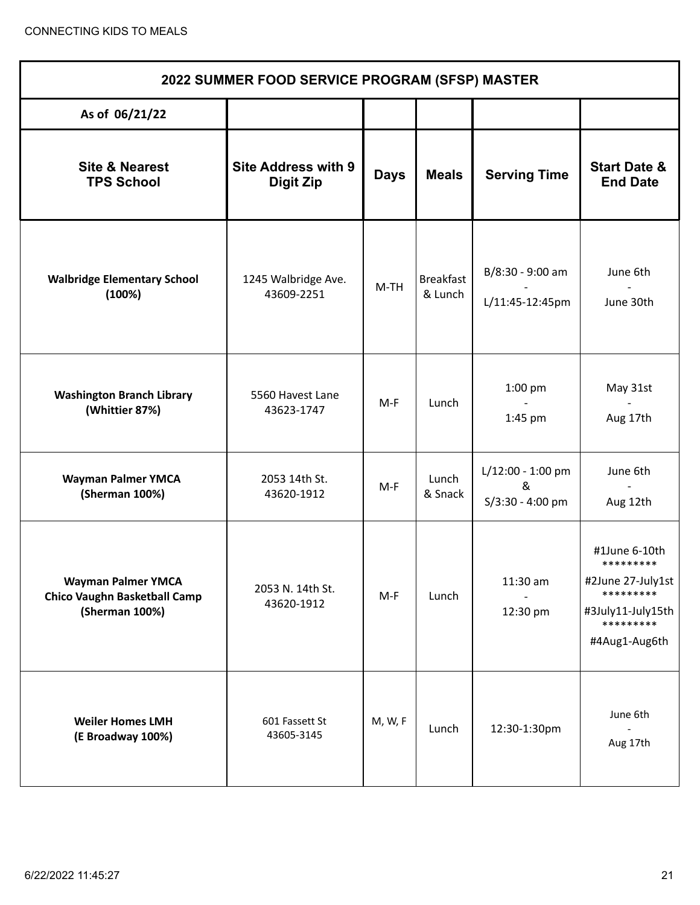CONNECTING KIDS TO MEALS

| 2022 SUMMER FOOD SERVICE PROGRAM (SFSP) MASTER | | | | | |
|---|---|---|---|---|---|
| **As of 06/21/22** | | | | | |
| **Site & Nearest TPS School** | **Site Address with 9 Digit Zip** | **Days** | **Meals** | **Serving Time** | **Start Date & End Date** |
| **Walbridge Elementary School (100%)** | 1245 Walbridge Ave. 43609-2251 | M-TH | Breakfast & Lunch | B/8:30 - 9:00 am - L/11:45-12:45pm | June 6th - June 30th |
| **Washington Branch Library (Whittier 87%)** | 5560 Havest Lane 43623-1747 | M-F | Lunch | 1:00 pm - 1:45 pm | May 31st - Aug 17th |
| **Wayman Palmer YMCA (Sherman 100%)** | 2053 14th St. 43620-1912 | M-F | Lunch & Snack | L/12:00 - 1:00 pm & S/3:30 - 4:00 pm | June 6th - Aug 12th |
| **Wayman Palmer YMCA Chico Vaughn Basketball Camp (Sherman 100%)** | 2053 N. 14th St. 43620-1912 | M-F | Lunch | 11:30 am - 12:30 pm | #1June 6-10th ********* #2June 27-July1st ********* #3July11-July15th ********* #4Aug1-Aug6th |
| **Weiler Homes LMH (E Broadway 100%)** | 601 Fassett St 43605-3145 | M, W, F | Lunch | 12:30-1:30pm | June 6th - Aug 17th |

6/22/2022 11:45:27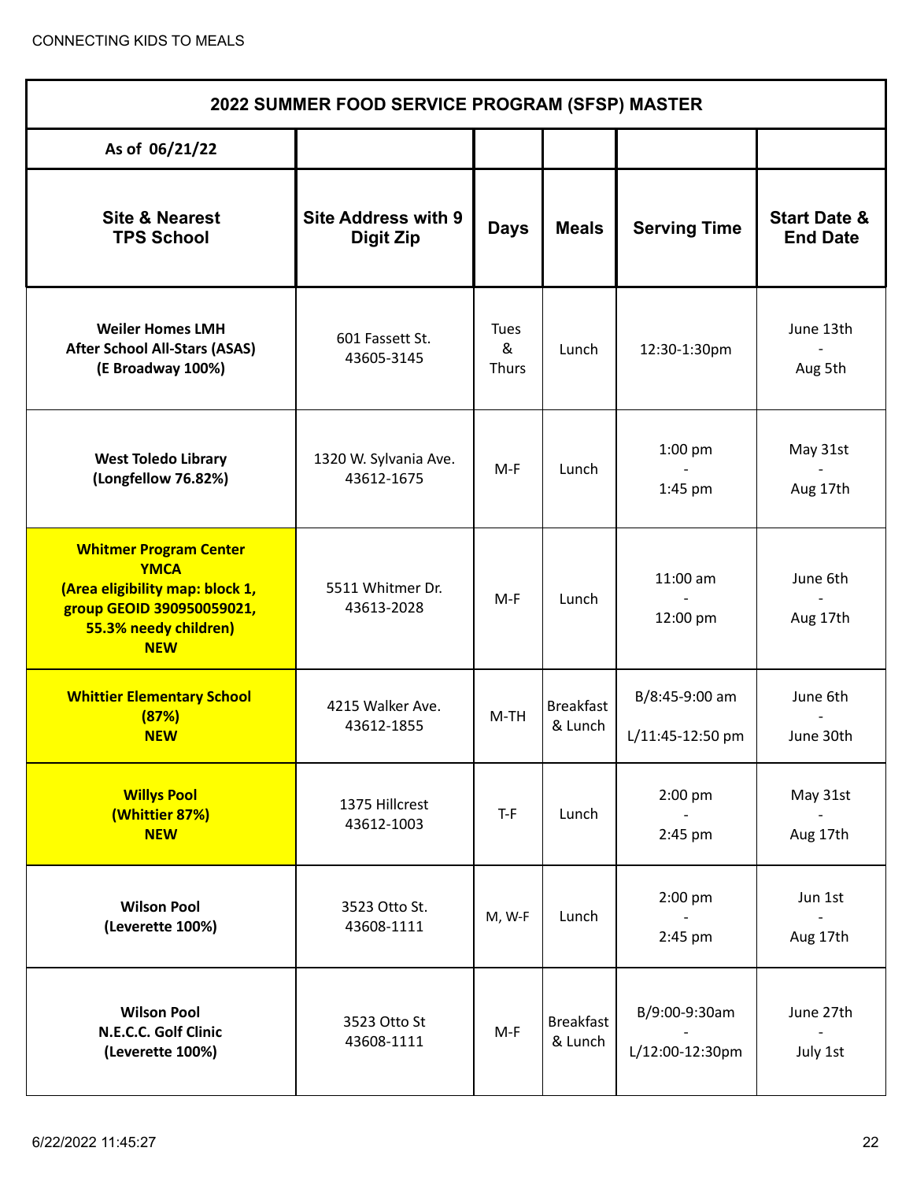CONNECTING KIDS TO MEALS

| 2022 SUMMER FOOD SERVICE PROGRAM (SFSP) MASTER | | | | | |
|---|---|---|---|---|---|
| **As of 06/21/22** | | | | | |
| **Site & Nearest TPS School** | **Site Address with 9 Digit Zip** | **Days** | **Meals** | **Serving Time** | **Start Date & End Date** |
| **Weiler Homes LMH After School All-Stars (ASAS) (E Broadway 100%)** | 601 Fassett St. 43605-3145 | Tues & Thurs | Lunch | 12:30-1:30pm | June 13th - Aug 5th |
| **West Toledo Library (Longfellow 76.82%)** | 1320 W. Sylvania Ave. 43612-1675 | M-F | Lunch | 1:00 pm - 1:45 pm | May 31st - Aug 17th |
| **Whitmer Program Center YMCA (Area eligibility map: block 1, group GEOID 390950059021, 55.3% needy children) NEW** | 5511 Whitmer Dr. 43613-2028 | M-F | Lunch | 11:00 am - 12:00 pm | June 6th - Aug 17th |
| **Whittier Elementary School (87%) NEW** | 4215 Walker Ave. 43612-1855 | M-TH | Breakfast & Lunch | B/8:45-9:00 am L/11:45-12:50 pm | June 6th - June 30th |
| **Willys Pool (Whittier 87%) NEW** | 1375 Hillcrest 43612-1003 | T-F | Lunch | 2:00 pm - 2:45 pm | May 31st - Aug 17th |
| **Wilson Pool (Leverette 100%)** | 3523 Otto St. 43608-1111 | M, W-F | Lunch | 2:00 pm - 2:45 pm | Jun 1st - Aug 17th |
| **Wilson Pool N.E.C.C. Golf Clinic (Leverette 100%)** | 3523 Otto St 43608-1111 | M-F | Breakfast & Lunch | B/9:00-9:30am - L/12:00-12:30pm | June 27th - July 1st |

6/22/2022 11:45:27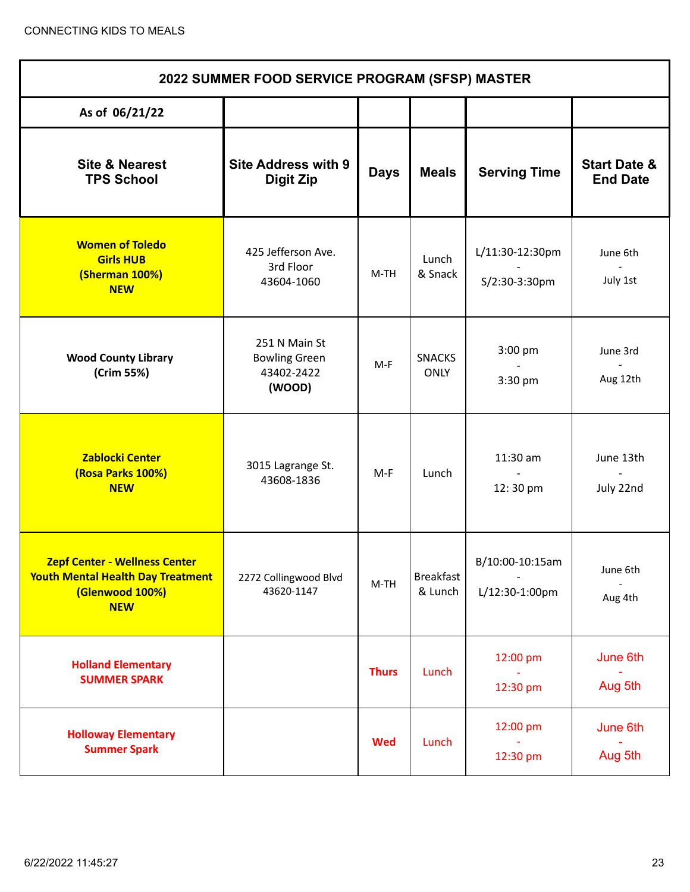CONNECTING KIDS TO MEALS

| 2022 SUMMER FOOD SERVICE PROGRAM (SFSP) MASTER | | | | | |
|---|---|---|---|---|---|
| As of 06/21/22 | | | | | |
| **Site & Nearest TPS School** | **Site Address with 9 Digit Zip** | **Days** | **Meals** | **Serving Time** | **Start Date & End Date** |
| **Women of Toledo Girls HUB (Sherman 100%) NEW** | 425 Jefferson Ave. 3rd Floor 43604-1060 | M-TH | Lunch & Snack | L/11:30-12:30pm - S/2:30-3:30pm | June 6th - July 1st |
| **Wood County Library (Crim 55%)** | 251 N Main St Bowling Green 43402-2422 **(WOOD)** | M-F | SNACKS ONLY | 3:00 pm - 3:30 pm | June 3rd - Aug 12th |
| **Zablocki Center (Rosa Parks 100%) NEW** | 3015 Lagrange St. 43608-1836 | M-F | Lunch | 11:30 am - 12: 30 pm | June 13th - July 22nd |
| **Zepf Center - Wellness Center Youth Mental Health Day Treatment (Glenwood 100%) NEW** | 2272 Collingwood Blvd 43620-1147 | M-TH | Breakfast & Lunch | B/10:00-10:15am - L/12:30-1:00pm | June 6th - Aug 4th |
| **Holland Elementary SUMMER SPARK** | | **Thurs** | Lunch | 12:00 pm - 12:30 pm | June 6th - Aug 5th |
| **Holloway Elementary Summer Spark** | | **Wed** | Lunch | 12:00 pm - 12:30 pm | June 6th - Aug 5th |

6/22/2022 11:45:27